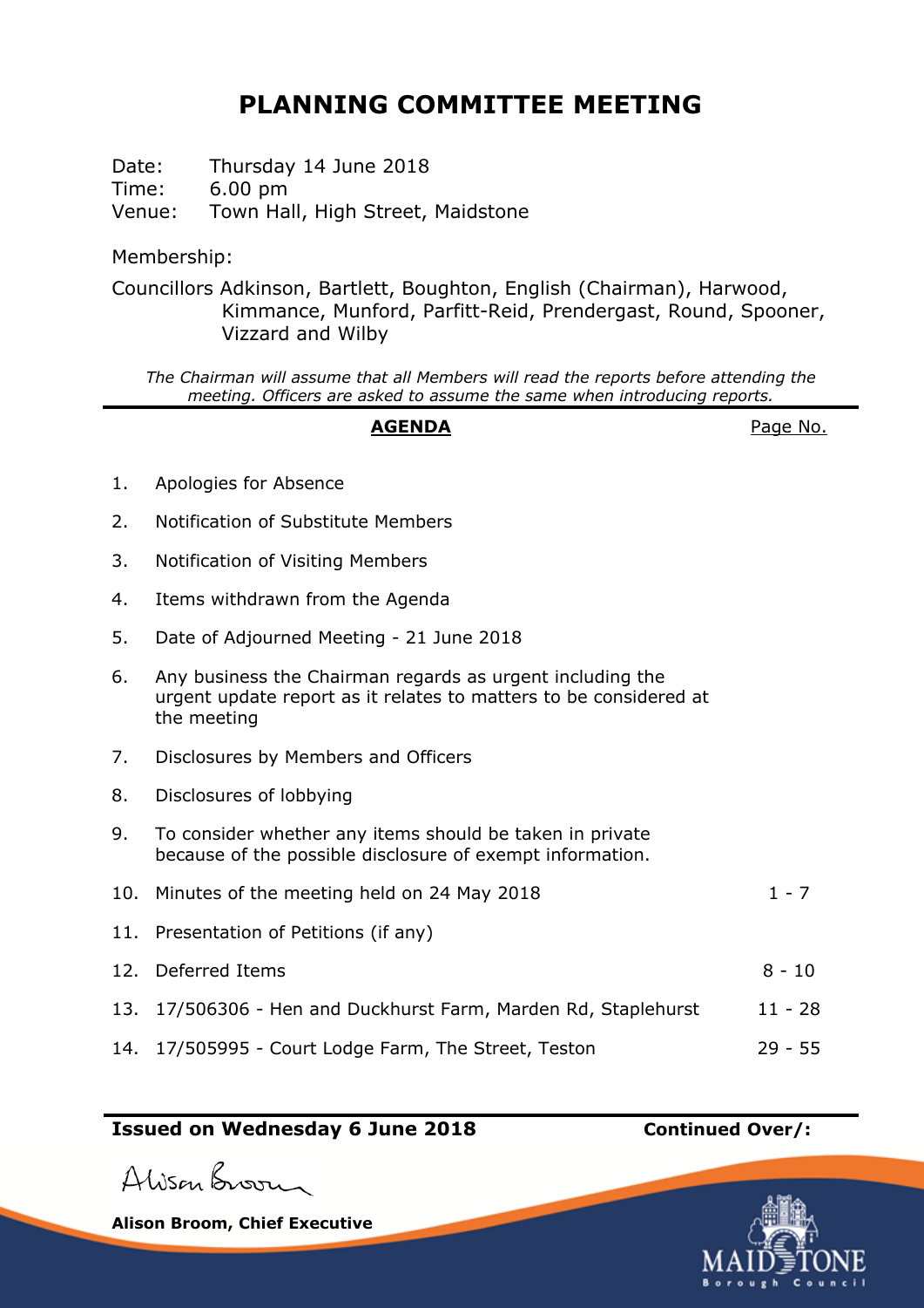# PLANNING COMMITTEE MEETING

Date: Thursday 14 June 2018
Time: 6.00 pm
Venue: Town Hall, High Street, Maidstone

Membership:

Councillors Adkinson, Bartlett, Boughton, English (Chairman), Harwood, Kimmance, Munford, Parfitt-Reid, Prendergast, Round, Spooner, Vizzard and Wilby

*The Chairman will assume that all Members will read the reports before attending the meeting. Officers are asked to assume the same when introducing reports.*

| | **AGENDA** | Page No. |
|---|---|---|
| 1. | Apologies for Absence | |
| 2. | Notification of Substitute Members | |
| 3. | Notification of Visiting Members | |
| 4. | Items withdrawn from the Agenda | |
| 5. | Date of Adjourned Meeting - 21 June 2018 | |
| 6. | Any business the Chairman regards as urgent including the urgent update report as it relates to matters to be considered at the meeting | |
| 7. | Disclosures by Members and Officers | |
| 8. | Disclosures of lobbying | |
| 9. | To consider whether any items should be taken in private because of the possible disclosure of exempt information. | |
| 10. | Minutes of the meeting held on 24 May 2018 | 1 - 7 |
| 11. | Presentation of Petitions (if any) | |
| 12. | Deferred Items | 8 - 10 |
| 13. | 17/506306 - Hen and Duckhurst Farm, Marden Rd, Staplehurst | 11 - 28 |
| 14. | 17/505995 - Court Lodge Farm, The Street, Teston | 29 - 55 |

**Issued on Wednesday 6 June 2018** **Continued Over/:**

Alison Broom

**Alison Broom, Chief Executive**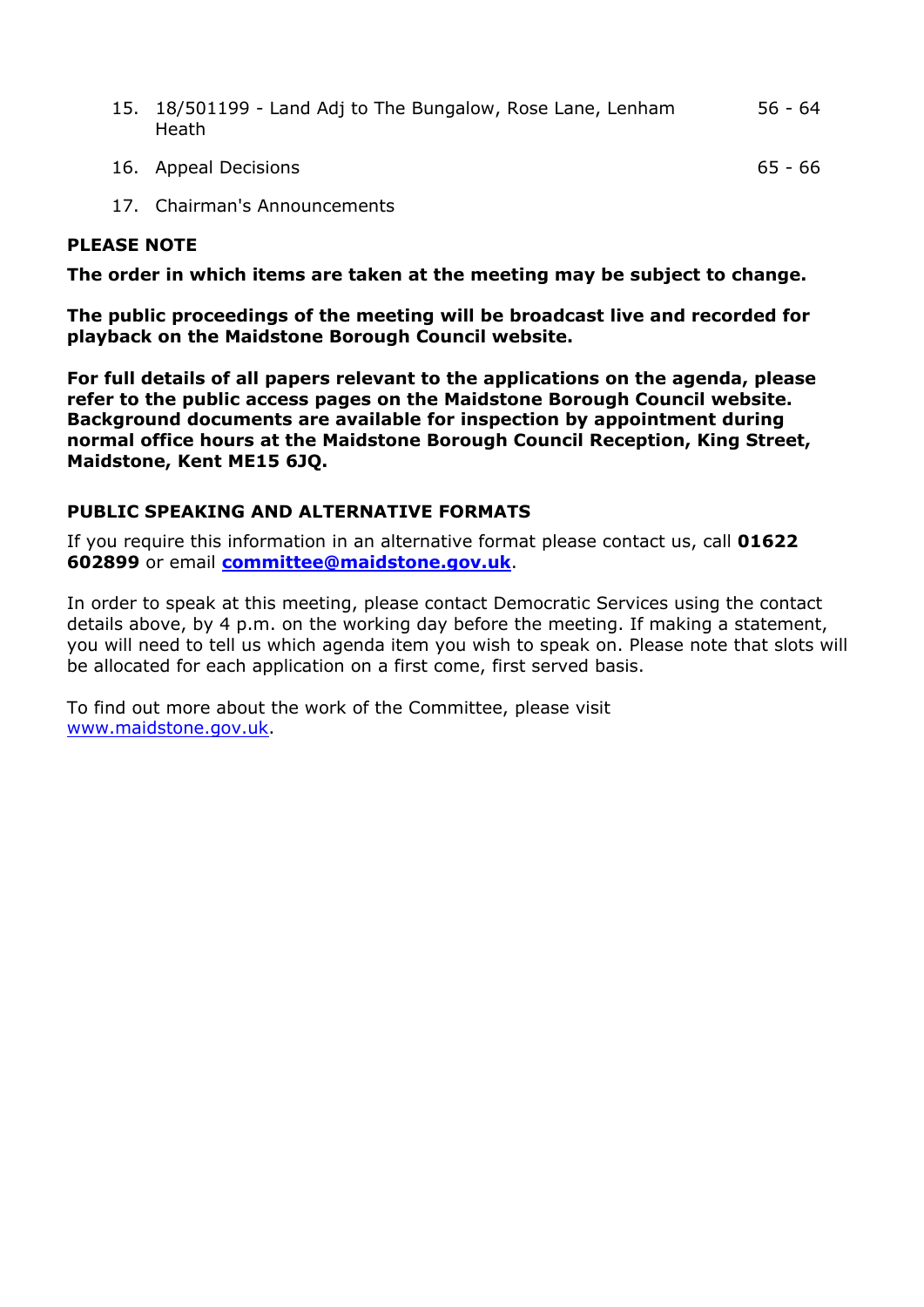| | | |
|---|---|---|
| 15. | 18/501199 - Land Adj to The Bungalow, Rose Lane, Lenham Heath | 56 - 64 |
| 16. | Appeal Decisions | 65 - 66 |
| 17. | Chairman's Announcements | |

**PLEASE NOTE**

**The order in which items are taken at the meeting may be subject to change.**

**The public proceedings of the meeting will be broadcast live and recorded for playback on the Maidstone Borough Council website.**

**For full details of all papers relevant to the applications on the agenda, please refer to the public access pages on the Maidstone Borough Council website. Background documents are available for inspection by appointment during normal office hours at the Maidstone Borough Council Reception, King Street, Maidstone, Kent ME15 6JQ.**

**PUBLIC SPEAKING AND ALTERNATIVE FORMATS**

If you require this information in an alternative format please contact us, call **01622 602899** or email **committee@maidstone.gov.uk**.

In order to speak at this meeting, please contact Democratic Services using the contact details above, by 4 p.m. on the working day before the meeting. If making a statement, you will need to tell us which agenda item you wish to speak on. Please note that slots will be allocated for each application on a first come, first served basis.

To find out more about the work of the Committee, please visit www.maidstone.gov.uk.